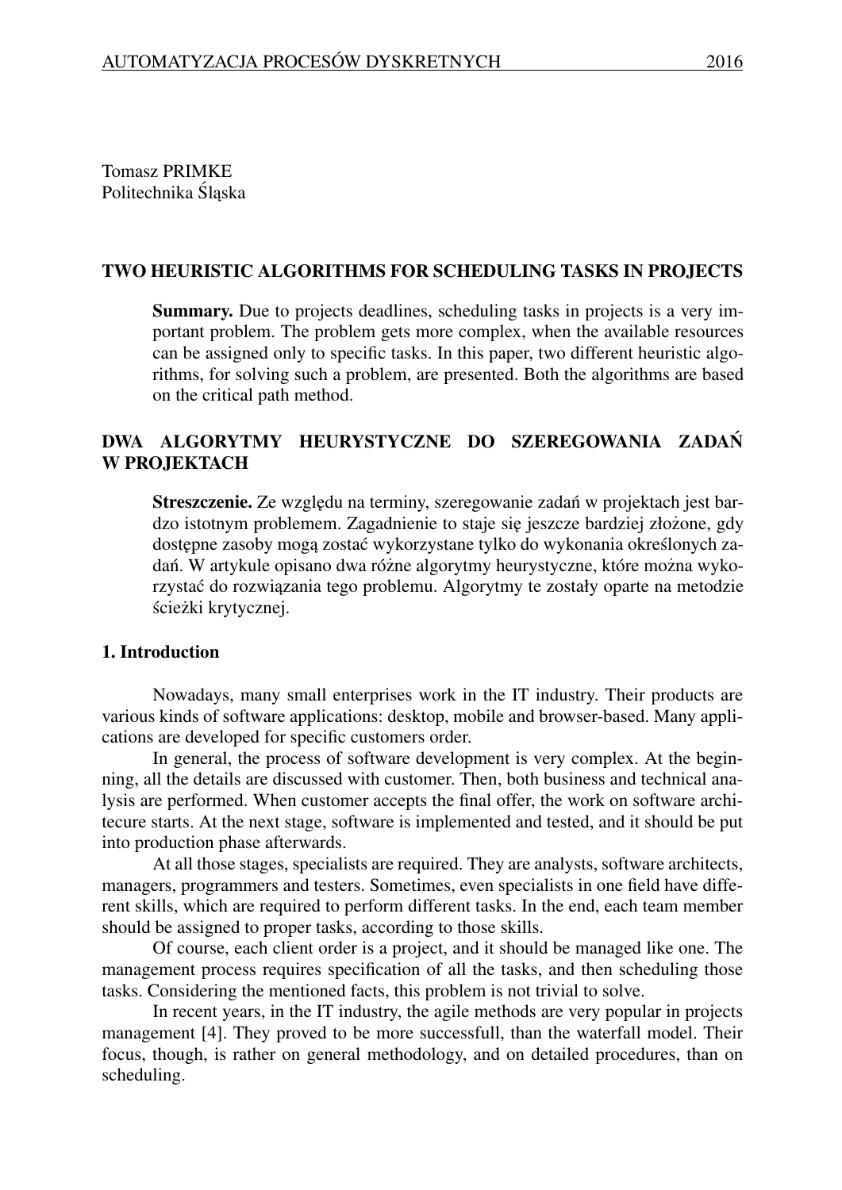Tomasz PRIMKE
Politechnika Śląska

# TWO HEURISTIC ALGORITHMS FOR SCHEDULING TASKS IN PROJECTS

**Summary.** Due to projects deadlines, scheduling tasks in projects is a very important problem. The problem gets more complex, when the available resources can be assigned only to specific tasks. In this paper, two different heuristic algorithms, for solving such a problem, are presented. Both the algorithms are based on the critical path method.

# DWA ALGORYTMY HEURYSTYCZNE DO SZEREGOWANIA ZADAŃ W PROJEKTACH

**Streszczenie.** Ze względu na terminy, szeregowanie zadań w projektach jest bardzo istotnym problemem. Zagadnienie to staje się jeszcze bardziej złożone, gdy dostępne zasoby mogą zostać wykorzystane tylko do wykonania określonych zadań. W artykule opisano dwa różne algorytmy heurystyczne, które można wykorzystać do rozwiązania tego problemu. Algorytmy te zostały oparte na metodzie ścieżki krytycznej.

## 1. Introduction

Nowadays, many small enterprises work in the IT industry. Their products are various kinds of software applications: desktop, mobile and browser-based. Many applications are developed for specific customers order.

In general, the process of software development is very complex. At the beginning, all the details are discussed with customer. Then, both business and technical analysis are performed. When customer accepts the final offer, the work on software architecure starts. At the next stage, software is implemented and tested, and it should be put into production phase afterwards.

At all those stages, specialists are required. They are analysts, software architects, managers, programmers and testers. Sometimes, even specialists in one field have different skills, which are required to perform different tasks. In the end, each team member should be assigned to proper tasks, according to those skills.

Of course, each client order is a project, and it should be managed like one. The management process requires specification of all the tasks, and then scheduling those tasks. Considering the mentioned facts, this problem is not trivial to solve.

In recent years, in the IT industry, the agile methods are very popular in projects management [4]. They proved to be more successfull, than the waterfall model. Their focus, though, is rather on general methodology, and on detailed procedures, than on scheduling.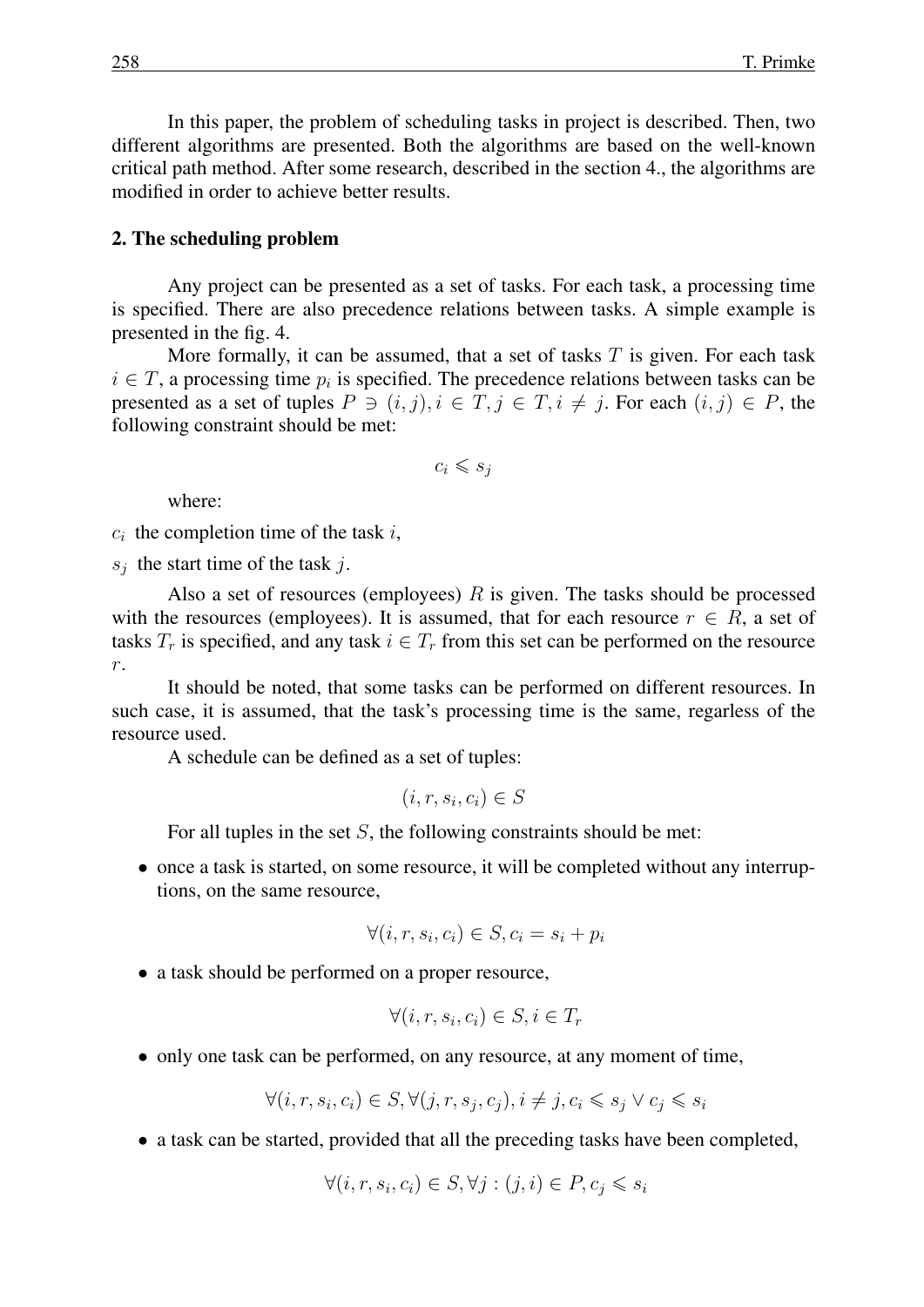In this paper, the problem of scheduling tasks in project is described. Then, two different algorithms are presented. Both the algorithms are based on the well-known critical path method. After some research, described in the section 4., the algorithms are modified in order to achieve better results.

## 2. The scheduling problem

Any project can be presented as a set of tasks. For each task, a processing time is specified. There are also precedence relations between tasks. A simple example is presented in the fig. 4.

More formally, it can be assumed, that a set of tasks $T$ is given. For each task $i \in T$, a processing time $p_i$ is specified. The precedence relations between tasks can be presented as a set of tuples $P \ni (i, j), i \in T, j \in T, i \neq j$. For each $(i, j) \in P$, the following constraint should be met:

$$c_i \leqslant s_j$$

where:

$c_i$ the completion time of the task $i$,

$s_j$ the start time of the task $j$.

Also a set of resources (employees) $R$ is given. The tasks should be processed with the resources (employees). It is assumed, that for each resource $r \in R$, a set of tasks $T_r$ is specified, and any task $i \in T_r$ from this set can be performed on the resource $r$.

It should be noted, that some tasks can be performed on different resources. In such case, it is assumed, that the task's processing time is the same, regarless of the resource used.

A schedule can be defined as a set of tuples:

$$(i, r, s_i, c_i) \in S$$

For all tuples in the set $S$, the following constraints should be met:

- once a task is started, on some resource, it will be completed without any interruptions, on the same resource,

$$\forall (i, r, s_i, c_i) \in S, c_i = s_i + p_i$$

- a task should be performed on a proper resource,

$$\forall (i, r, s_i, c_i) \in S, i \in T_r$$

- only one task can be performed, on any resource, at any moment of time,

$$\forall (i, r, s_i, c_i) \in S, \forall (j, r, s_j, c_j), i \neq j, c_i \leqslant s_j \vee c_j \leqslant s_i$$

- a task can be started, provided that all the preceding tasks have been completed,

$$\forall (i, r, s_i, c_i) \in S, \forall j : (j, i) \in P, c_j \leqslant s_i$$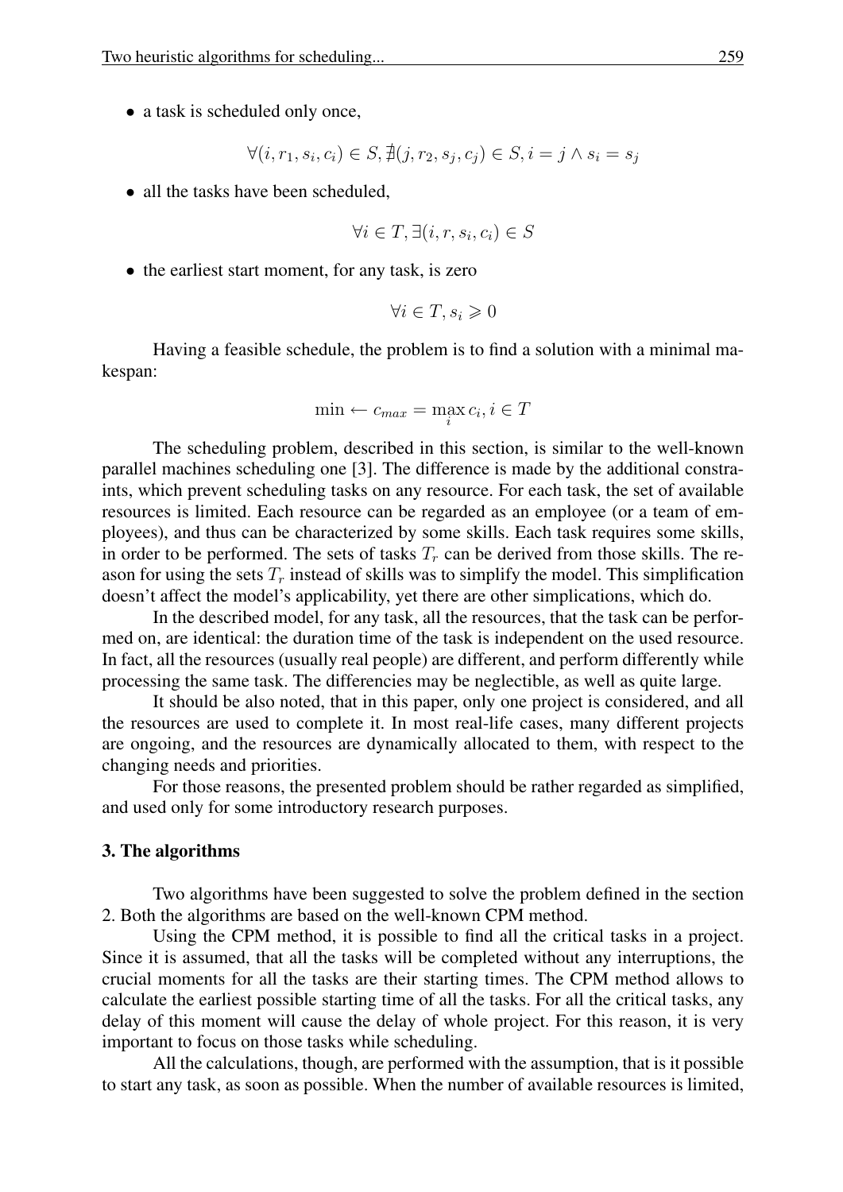- a task is scheduled only once,

$$\forall (i, r_1, s_i, c_i) \in S, \nexists (j, r_2, s_j, c_j) \in S, i = j \wedge s_i = s_j$$

- all the tasks have been scheduled,

$$\forall i \in T, \exists (i, r, s_i, c_i) \in S$$

- the earliest start moment, for any task, is zero

$$\forall i \in T, s_i \geqslant 0$$

Having a feasible schedule, the problem is to find a solution with a minimal makespan:

$$\min \leftarrow c_{max} = \max_i c_i, i \in T$$

The scheduling problem, described in this section, is similar to the well-known parallel machines scheduling one [3]. The difference is made by the additional constraints, which prevent scheduling tasks on any resource. For each task, the set of available resources is limited. Each resource can be regarded as an employee (or a team of employees), and thus can be characterized by some skills. Each task requires some skills, in order to be performed. The sets of tasks $T_r$ can be derived from those skills. The reason for using the sets $T_r$ instead of skills was to simplify the model. This simplification doesn't affect the model's applicability, yet there are other simplications, which do.

In the described model, for any task, all the resources, that the task can be performed on, are identical: the duration time of the task is independent on the used resource. In fact, all the resources (usually real people) are different, and perform differently while processing the same task. The differencies may be neglectible, as well as quite large.

It should be also noted, that in this paper, only one project is considered, and all the resources are used to complete it. In most real-life cases, many different projects are ongoing, and the resources are dynamically allocated to them, with respect to the changing needs and priorities.

For those reasons, the presented problem should be rather regarded as simplified, and used only for some introductory research purposes.

### 3. The algorithms

Two algorithms have been suggested to solve the problem defined in the section 2. Both the algorithms are based on the well-known CPM method.

Using the CPM method, it is possible to find all the critical tasks in a project. Since it is assumed, that all the tasks will be completed without any interruptions, the crucial moments for all the tasks are their starting times. The CPM method allows to calculate the earliest possible starting time of all the tasks. For all the critical tasks, any delay of this moment will cause the delay of whole project. For this reason, it is very important to focus on those tasks while scheduling.

All the calculations, though, are performed with the assumption, that is it possible to start any task, as soon as possible. When the number of available resources is limited,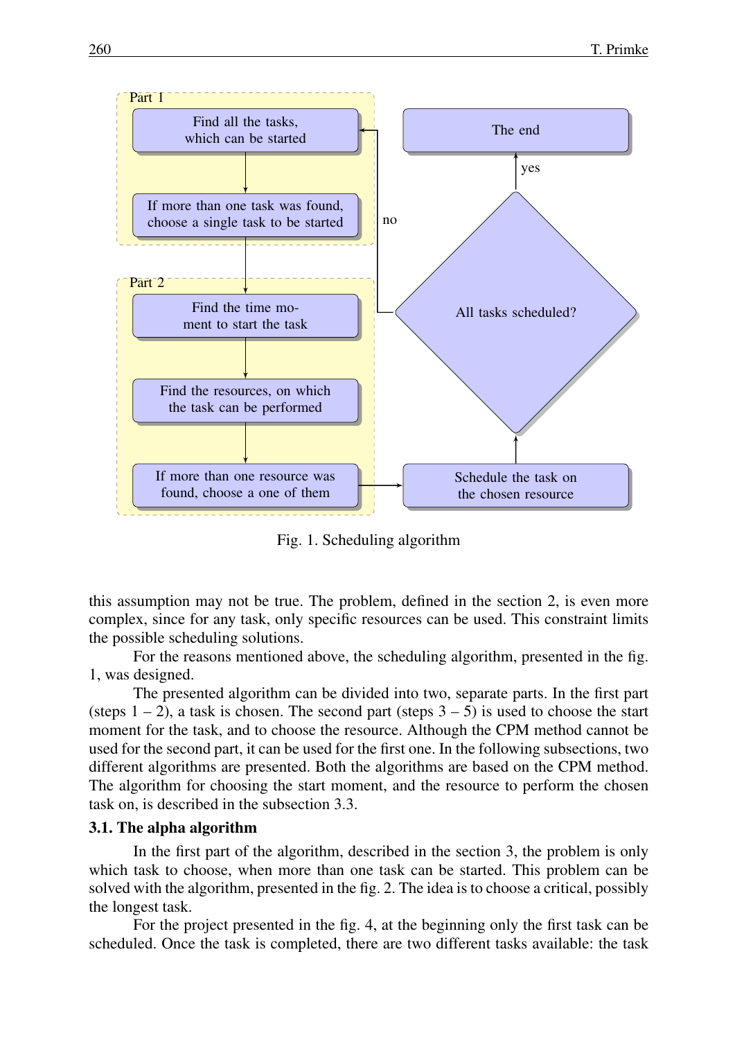Fig. 1. Scheduling algorithm

this assumption may not be true. The problem, defined in the section 2, is even more complex, since for any task, only specific resources can be used. This constraint limits the possible scheduling solutions.

For the reasons mentioned above, the scheduling algorithm, presented in the fig. 1, was designed.

The presented algorithm can be divided into two, separate parts. In the first part (steps 1 – 2), a task is chosen. The second part (steps 3 – 5) is used to choose the start moment for the task, and to choose the resource. Although the CPM method cannot be used for the second part, it can be used for the first one. In the following subsections, two different algorithms are presented. Both the algorithms are based on the CPM method. The algorithm for choosing the start moment, and the resource to perform the chosen task on, is described in the subsection 3.3.

### 3.1. The alpha algorithm

In the first part of the algorithm, described in the section 3, the problem is only which task to choose, when more than one task can be started. This problem can be solved with the algorithm, presented in the fig. 2. The idea is to choose a critical, possibly the longest task.

For the project presented in the fig. 4, at the beginning only the first task can be scheduled. Once the task is completed, there are two different tasks available: the task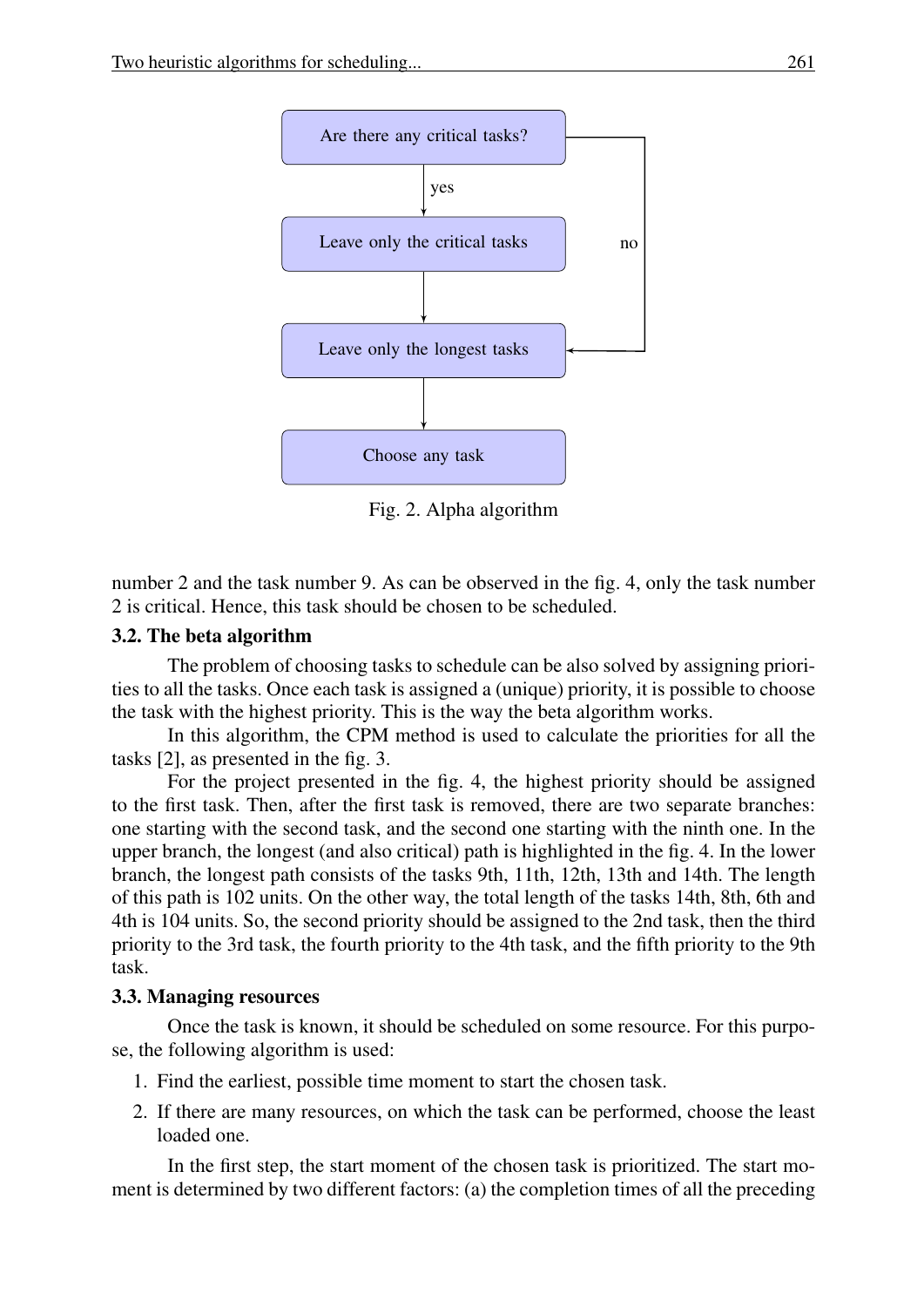Fig. 2. Alpha algorithm

number 2 and the task number 9. As can be observed in the fig. 4, only the task number 2 is critical. Hence, this task should be chosen to be scheduled.

### 3.2. The beta algorithm

The problem of choosing tasks to schedule can be also solved by assigning priorities to all the tasks. Once each task is assigned a (unique) priority, it is possible to choose the task with the highest priority. This is the way the beta algorithm works.

In this algorithm, the CPM method is used to calculate the priorities for all the tasks [2], as presented in the fig. 3.

For the project presented in the fig. 4, the highest priority should be assigned to the first task. Then, after the first task is removed, there are two separate branches: one starting with the second task, and the second one starting with the ninth one. In the upper branch, the longest (and also critical) path is highlighted in the fig. 4. In the lower branch, the longest path consists of the tasks 9th, 11th, 12th, 13th and 14th. The length of this path is 102 units. On the other way, the total length of the tasks 14th, 8th, 6th and 4th is 104 units. So, the second priority should be assigned to the 2nd task, then the third priority to the 3rd task, the fourth priority to the 4th task, and the fifth priority to the 9th task.

### 3.3. Managing resources

Once the task is known, it should be scheduled on some resource. For this purpose, the following algorithm is used:

1. Find the earliest, possible time moment to start the chosen task.
2. If there are many resources, on which the task can be performed, choose the least loaded one.

In the first step, the start moment of the chosen task is prioritized. The start moment is determined by two different factors: (a) the completion times of all the preceding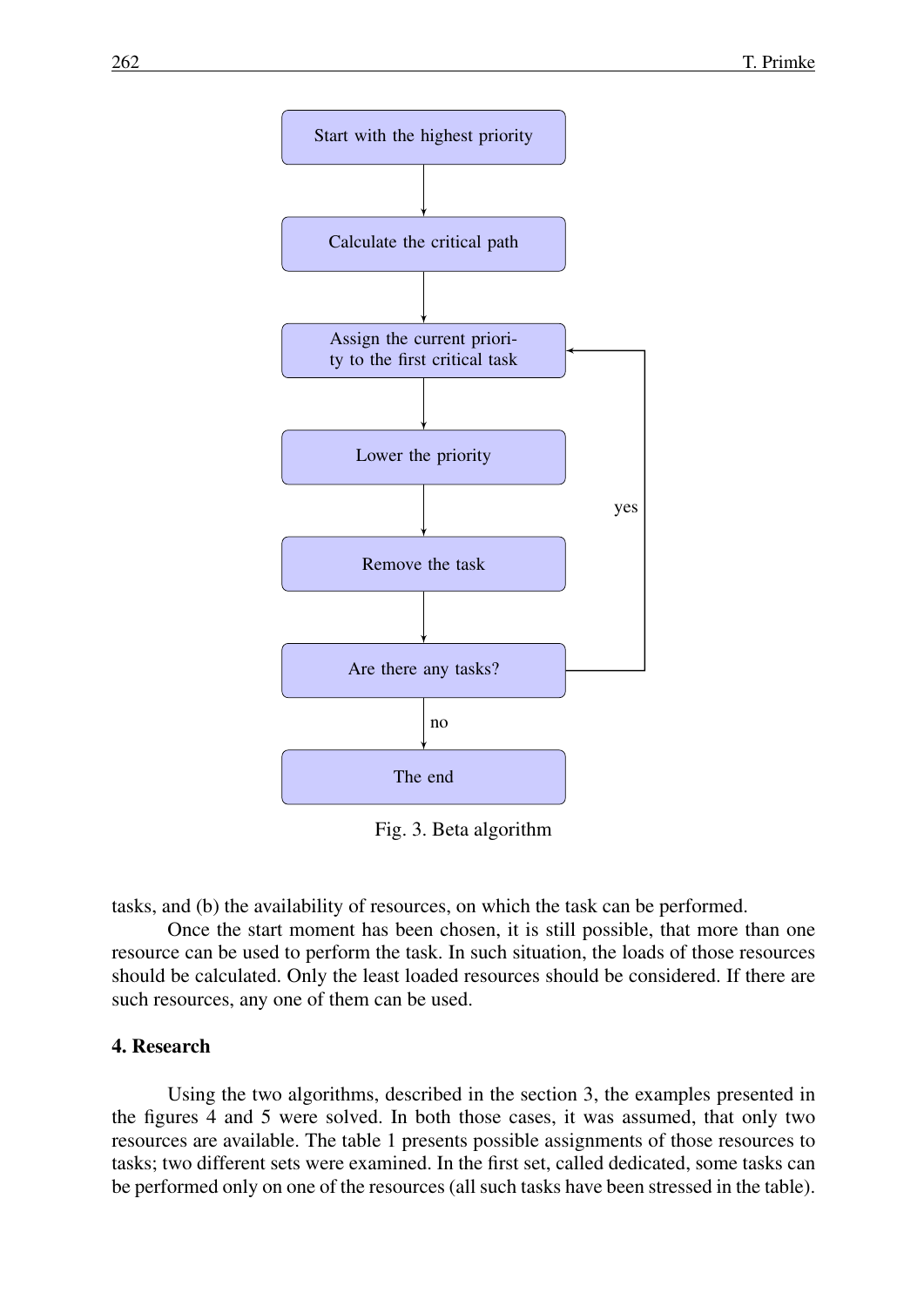Fig. 3. Beta algorithm

tasks, and (b) the availability of resources, on which the task can be performed.

Once the start moment has been chosen, it is still possible, that more than one resource can be used to perform the task. In such situation, the loads of those resources should be calculated. Only the least loaded resources should be considered. If there are such resources, any one of them can be used.

## 4. Research

Using the two algorithms, described in the section 3, the examples presented in the figures 4 and 5 were solved. In both those cases, it was assumed, that only two resources are available. The table 1 presents possible assignments of those resources to tasks; two different sets were examined. In the first set, called dedicated, some tasks can be performed only on one of the resources (all such tasks have been stressed in the table).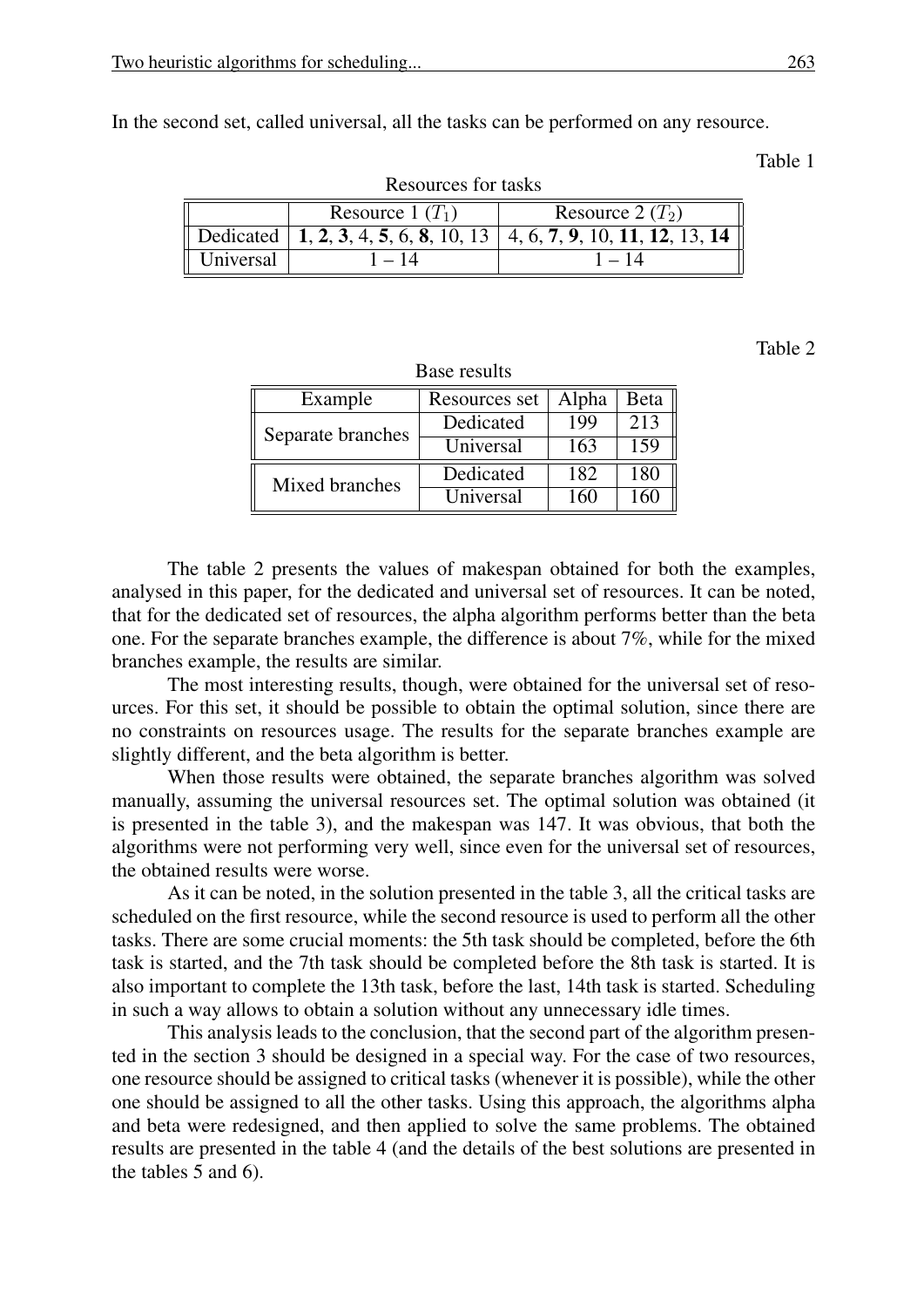In the second set, called universal, all the tasks can be performed on any resource.

Table 1

Resources for tasks

| | Resource 1 ($T_1$) | Resource 2 ($T_2$) |
|---|---|---|
| Dedicated | **1**, **2**, **3**, 4, **5**, 6, **8**, 10, 13 | 4, 6, **7**, **9**, 10, **11**, **12**, 13, **14** |
| Universal | 1 – 14 | 1 – 14 |

Table 2

Base results

| Example | Resources set | Alpha | Beta |
|---|---|---|---|
| Separate branches | Dedicated | 199 | 213 |
| | Universal | 163 | 159 |
| Mixed branches | Dedicated | 182 | 180 |
| | Universal | 160 | 160 |

The table 2 presents the values of makespan obtained for both the examples, analysed in this paper, for the dedicated and universal set of resources. It can be noted, that for the dedicated set of resources, the alpha algorithm performs better than the beta one. For the separate branches example, the difference is about 7%, while for the mixed branches example, the results are similar.

The most interesting results, though, were obtained for the universal set of resources. For this set, it should be possible to obtain the optimal solution, since there are no constraints on resources usage. The results for the separate branches example are slightly different, and the beta algorithm is better.

When those results were obtained, the separate branches algorithm was solved manually, assuming the universal resources set. The optimal solution was obtained (it is presented in the table 3), and the makespan was 147. It was obvious, that both the algorithms were not performing very well, since even for the universal set of resources, the obtained results were worse.

As it can be noted, in the solution presented in the table 3, all the critical tasks are scheduled on the first resource, while the second resource is used to perform all the other tasks. There are some crucial moments: the 5th task should be completed, before the 6th task is started, and the 7th task should be completed before the 8th task is started. It is also important to complete the 13th task, before the last, 14th task is started. Scheduling in such a way allows to obtain a solution without any unnecessary idle times.

This analysis leads to the conclusion, that the second part of the algorithm presented in the section 3 should be designed in a special way. For the case of two resources, one resource should be assigned to critical tasks (whenever it is possible), while the other one should be assigned to all the other tasks. Using this approach, the algorithms alpha and beta were redesigned, and then applied to solve the same problems. The obtained results are presented in the table 4 (and the details of the best solutions are presented in the tables 5 and 6).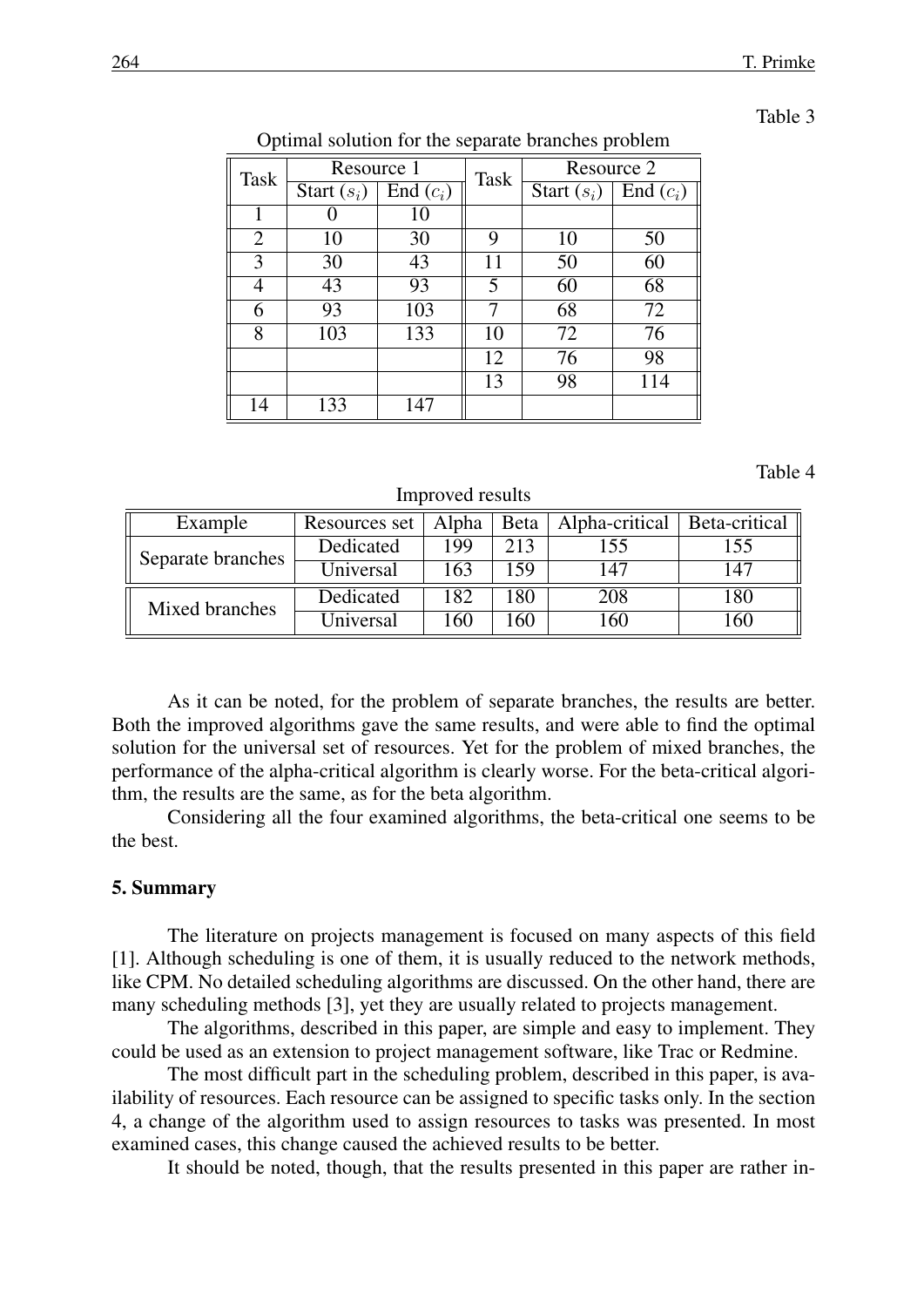Table 3

Optimal solution for the separate branches problem

| Task | Resource 1 | | Task | Resource 2 | |
|---|---|---|---|---|---|
| | Start ($s_i$) | End ($c_i$) | | Start ($s_i$) | End ($c_i$) |
| 1 | 0 | 10 | | | |
| 2 | 10 | 30 | 9 | 10 | 50 |
| 3 | 30 | 43 | 11 | 50 | 60 |
| 4 | 43 | 93 | 5 | 60 | 68 |
| 6 | 93 | 103 | 7 | 68 | 72 |
| 8 | 103 | 133 | 10 | 72 | 76 |
| | | | 12 | 76 | 98 |
| | | | 13 | 98 | 114 |
| 14 | 133 | 147 | | | |

Table 4

Improved results

| Example | Resources set | Alpha | Beta | Alpha-critical | Beta-critical |
|---|---|---|---|---|---|
| Separate branches | Dedicated | 199 | 213 | 155 | 155 |
| | Universal | 163 | 159 | 147 | 147 |
| Mixed branches | Dedicated | 182 | 180 | 208 | 180 |
| | Universal | 160 | 160 | 160 | 160 |

As it can be noted, for the problem of separate branches, the results are better. Both the improved algorithms gave the same results, and were able to find the optimal solution for the universal set of resources. Yet for the problem of mixed branches, the performance of the alpha-critical algorithm is clearly worse. For the beta-critical algorithm, the results are the same, as for the beta algorithm.

Considering all the four examined algorithms, the beta-critical one seems to be the best.

## 5. Summary

The literature on projects management is focused on many aspects of this field [1]. Although scheduling is one of them, it is usually reduced to the network methods, like CPM. No detailed scheduling algorithms are discussed. On the other hand, there are many scheduling methods [3], yet they are usually related to projects management.

The algorithms, described in this paper, are simple and easy to implement. They could be used as an extension to project management software, like Trac or Redmine.

The most difficult part in the scheduling problem, described in this paper, is availability of resources. Each resource can be assigned to specific tasks only. In the section 4, a change of the algorithm used to assign resources to tasks was presented. In most examined cases, this change caused the achieved results to be better.

It should be noted, though, that the results presented in this paper are rather in-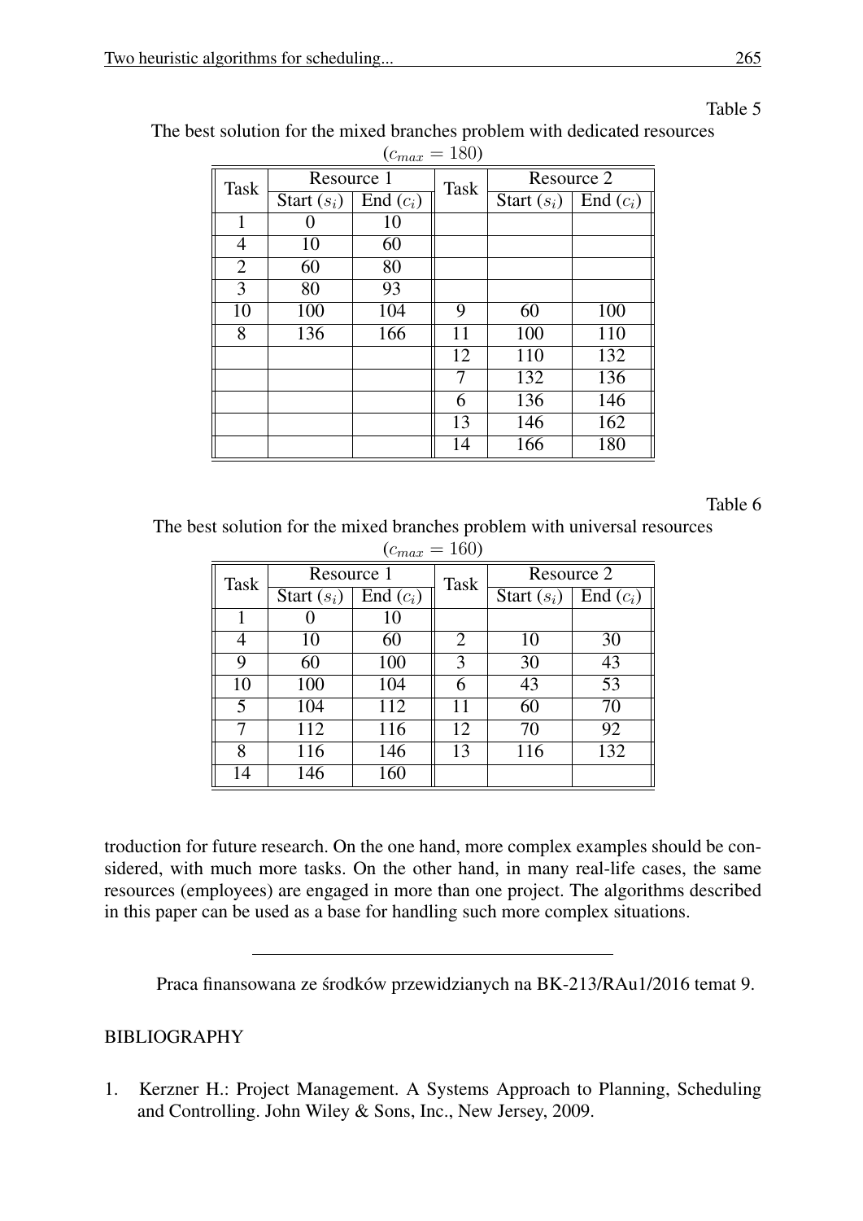Table 5

The best solution for the mixed branches problem with dedicated resources ($c_{max} = 180$)

| Task | Resource 1 | | Task | Resource 2 | |
|---|---|---|---|---|---|
| | Start ($s_i$) | End ($c_i$) | | Start ($s_i$) | End ($c_i$) |
| 1 | 0 | 10 | | | |
| 4 | 10 | 60 | | | |
| 2 | 60 | 80 | | | |
| 3 | 80 | 93 | | | |
| 10 | 100 | 104 | 9 | 60 | 100 |
| 8 | 136 | 166 | 11 | 100 | 110 |
| | | | 12 | 110 | 132 |
| | | | 7 | 132 | 136 |
| | | | 6 | 136 | 146 |
| | | | 13 | 146 | 162 |
| | | | 14 | 166 | 180 |

Table 6

The best solution for the mixed branches problem with universal resources ($c_{max} = 160$)

| Task | Resource 1 | | Task | Resource 2 | |
|---|---|---|---|---|---|
| | Start ($s_i$) | End ($c_i$) | | Start ($s_i$) | End ($c_i$) |
| 1 | 0 | 10 | | | |
| 4 | 10 | 60 | 2 | 10 | 30 |
| 9 | 60 | 100 | 3 | 30 | 43 |
| 10 | 100 | 104 | 6 | 43 | 53 |
| 5 | 104 | 112 | 11 | 60 | 70 |
| 7 | 112 | 116 | 12 | 70 | 92 |
| 8 | 116 | 146 | 13 | 116 | 132 |
| 14 | 146 | 160 | | | |

troduction for future research. On the one hand, more complex examples should be considered, with much more tasks. On the other hand, in many real-life cases, the same resources (employees) are engaged in more than one project. The algorithms described in this paper can be used as a base for handling such more complex situations.

---

Praca finansowana ze środków przewidzianych na BK-213/RAu1/2016 temat 9.

## BIBLIOGRAPHY

1. Kerzner H.: Project Management. A Systems Approach to Planning, Scheduling and Controlling. John Wiley & Sons, Inc., New Jersey, 2009.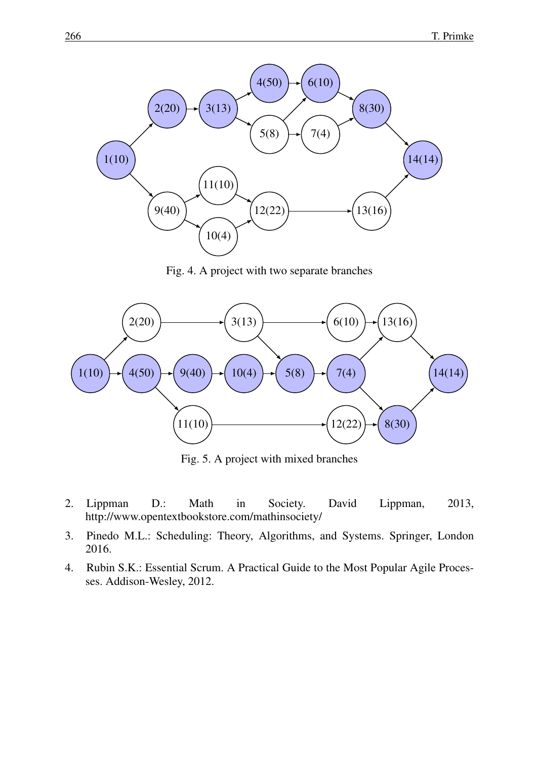1(10)
2(20)
3(13)
4(50)
5(8)
6(10)
7(4)
8(30)
9(40)
10(4)
11(10)
12(22)
13(16)
14(14)

Fig. 4. A project with two separate branches

1(10)
2(20)
3(13)
4(50)
5(8)
6(10)
7(4)
8(30)
9(40)
10(4)
11(10)
12(22)
13(16)
14(14)

Fig. 5. A project with mixed branches

2. Lippman D.: Math in Society. David Lippman, 2013, http://www.opentextbookstore.com/mathinsociety/
3. Pinedo M.L.: Scheduling: Theory, Algorithms, and Systems. Springer, London 2016.
4. Rubin S.K.: Essential Scrum. A Practical Guide to the Most Popular Agile Processes. Addison-Wesley, 2012.